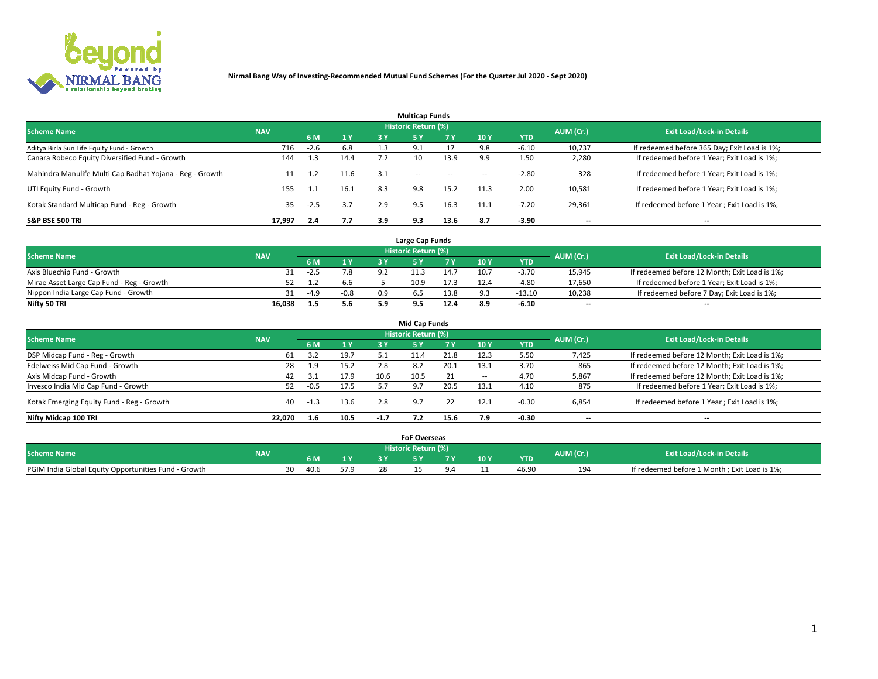**Nirmal Bang Way of Investing-Recommended Mutual Fund Schemes (For the Quarter Jul 2020 - Sept 2020)**

### Multicap Funds

| Scheme Name | NAV | Historic Return (%) | | | | | | | AUM (Cr.) | Exit Load/Lock-in Details |
|---|---|---|---|---|---|---|---|---|---|---|
| | | 6 M | 1 Y | 3 Y | 5 Y | 7 Y | 10 Y | YTD | | |
| Aditya Birla Sun Life Equity Fund - Growth | 716 | -2.6 | 6.8 | 1.3 | 9.1 | 17 | 9.8 | -6.10 | 10,737 | If redeemed before 365 Day; Exit Load is 1%; |
| Canara Robeco Equity Diversified Fund - Growth | 144 | 1.3 | 14.4 | 7.2 | 10 | 13.9 | 9.9 | 1.50 | 2,280 | If redeemed before 1 Year; Exit Load is 1%; |
| Mahindra Manulife Multi Cap Badhat Yojana - Reg - Growth | 11 | 1.2 | 11.6 | 3.1 | -- | -- | -- | -2.80 | 328 | If redeemed before 1 Year; Exit Load is 1%; |
| UTI Equity Fund - Growth | 155 | 1.1 | 16.1 | 8.3 | 9.8 | 15.2 | 11.3 | 2.00 | 10,581 | If redeemed before 1 Year; Exit Load is 1%; |
| Kotak Standard Multicap Fund - Reg - Growth | 35 | -2.5 | 3.7 | 2.9 | 9.5 | 16.3 | 11.1 | -7.20 | 29,361 | If redeemed before 1 Year ; Exit Load is 1%; |
| **S&P BSE 500 TRI** | **17,997** | **2.4** | **7.7** | **3.9** | **9.3** | **13.6** | **8.7** | **-3.90** | -- | -- |

### Large Cap Funds

| Scheme Name | NAV | Historic Return (%) | | | | | | | AUM (Cr.) | Exit Load/Lock-in Details |
|---|---|---|---|---|---|---|---|---|---|---|
| | | 6 M | 1 Y | 3 Y | 5 Y | 7 Y | 10 Y | YTD | | |
| Axis Bluechip Fund - Growth | 31 | -2.5 | 7.8 | 9.2 | 11.3 | 14.7 | 10.7 | -3.70 | 15,945 | If redeemed before 12 Month; Exit Load is 1%; |
| Mirae Asset Large Cap Fund - Reg - Growth | 52 | 1.2 | 6.6 | 5 | 10.9 | 17.3 | 12.4 | -4.80 | 17,650 | If redeemed before 1 Year; Exit Load is 1%; |
| Nippon India Large Cap Fund - Growth | 31 | -4.9 | -0.8 | 0.9 | 6.5 | 13.8 | 9.3 | -13.10 | 10,238 | If redeemed before 7 Day; Exit Load is 1%; |
| **Nifty 50 TRI** | **16,038** | **1.5** | **5.6** | **5.9** | **9.5** | **12.4** | **8.9** | **-6.10** | -- | -- |

### Mid Cap Funds

| Scheme Name | NAV | Historic Return (%) | | | | | | | AUM (Cr.) | Exit Load/Lock-in Details |
|---|---|---|---|---|---|---|---|---|---|---|
| | | 6 M | 1 Y | 3 Y | 5 Y | 7 Y | 10 Y | YTD | | |
| DSP Midcap Fund - Reg - Growth | 61 | 3.2 | 19.7 | 5.1 | 11.4 | 21.8 | 12.3 | 5.50 | 7,425 | If redeemed before 12 Month; Exit Load is 1%; |
| Edelweiss Mid Cap Fund - Growth | 28 | 1.9 | 15.2 | 2.8 | 8.2 | 20.1 | 13.1 | 3.70 | 865 | If redeemed before 12 Month; Exit Load is 1%; |
| Axis Midcap Fund - Growth | 42 | 3.1 | 17.9 | 10.6 | 10.5 | 21 | -- | 4.70 | 5,867 | If redeemed before 12 Month; Exit Load is 1%; |
| Invesco India Mid Cap Fund - Growth | 52 | -0.5 | 17.5 | 5.7 | 9.7 | 20.5 | 13.1 | 4.10 | 875 | If redeemed before 1 Year; Exit Load is 1%; |
| Kotak Emerging Equity Fund - Reg - Growth | 40 | -1.3 | 13.6 | 2.8 | 9.7 | 22 | 12.1 | -0.30 | 6,854 | If redeemed before 1 Year ; Exit Load is 1%; |
| **Nifty Midcap 100 TRI** | **22,070** | **1.6** | **10.5** | **-1.7** | **7.2** | **15.6** | **7.9** | **-0.30** | -- | -- |

### FoF Overseas

| Scheme Name | NAV | Historic Return (%) | | | | | | | AUM (Cr.) | Exit Load/Lock-in Details |
|---|---|---|---|---|---|---|---|---|---|---|
| | | 6 M | 1 Y | 3 Y | 5 Y | 7 Y | 10 Y | YTD | | |
| PGIM India Global Equity Opportunities Fund - Growth | 30 | 40.6 | 57.9 | 28 | 15 | 9.4 | 11 | 46.90 | 194 | If redeemed before 1 Month ; Exit Load is 1%; |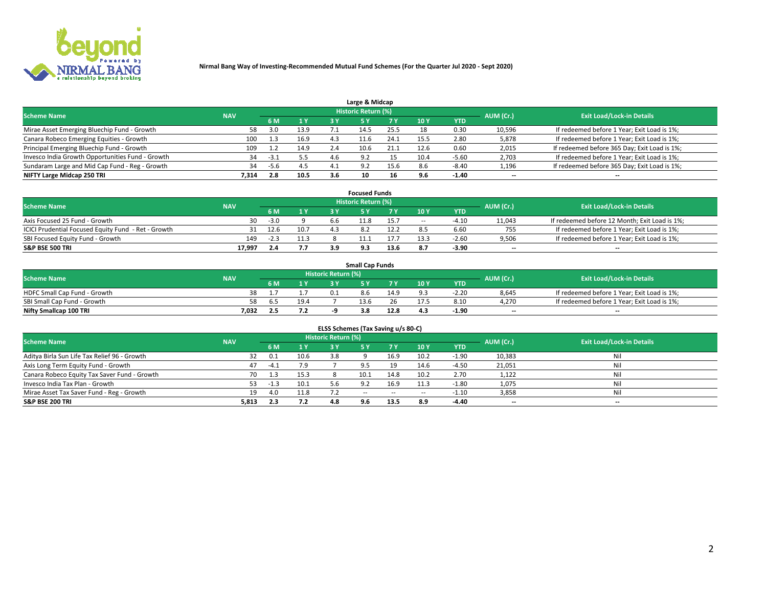**Nirmal Bang Way of Investing-Recommended Mutual Fund Schemes (For the Quarter Jul 2020 - Sept 2020)**

### Large & Midcap

| Scheme Name | NAV | Historic Return (%) | | | | | | | AUM (Cr.) | Exit Load/Lock-in Details |
|---|---|---|---|---|---|---|---|---|---|---|
| | | 6 M | 1 Y | 3 Y | 5 Y | 7 Y | 10 Y | YTD | | |
| Mirae Asset Emerging Bluechip Fund - Growth | 58 | 3.0 | 13.9 | 7.1 | 14.5 | 25.5 | 18 | 0.30 | 10,596 | If redeemed before 1 Year; Exit Load is 1%; |
| Canara Robeco Emerging Equities - Growth | 100 | 1.3 | 16.9 | 4.3 | 11.6 | 24.1 | 15.5 | 2.80 | 5,878 | If redeemed before 1 Year; Exit Load is 1%; |
| Principal Emerging Bluechip Fund - Growth | 109 | 1.2 | 14.9 | 2.4 | 10.6 | 21.1 | 12.6 | 0.60 | 2,015 | If redeemed before 365 Day; Exit Load is 1%; |
| Invesco India Growth Opportunities Fund - Growth | 34 | -3.1 | 5.5 | 4.6 | 9.2 | 15 | 10.4 | -5.60 | 2,703 | If redeemed before 1 Year; Exit Load is 1%; |
| Sundaram Large and Mid Cap Fund - Reg - Growth | 34 | -5.6 | 4.5 | 4.1 | 9.2 | 15.6 | 8.6 | -8.40 | 1,196 | If redeemed before 365 Day; Exit Load is 1%; |
| **NIFTY Large Midcap 250 TRI** | **7,314** | **2.8** | **10.5** | **3.6** | **10** | **16** | **9.6** | **-1.40** | **--** | **--** |

### Focused Funds

| Scheme Name | NAV | Historic Return (%) | | | | | | | AUM (Cr.) | Exit Load/Lock-in Details |
|---|---|---|---|---|---|---|---|---|---|---|
| | | 6 M | 1 Y | 3 Y | 5 Y | 7 Y | 10 Y | YTD | | |
| Axis Focused 25 Fund - Growth | 30 | -3.0 | 9 | 6.6 | 11.8 | 15.7 | -- | -4.10 | 11,043 | If redeemed before 12 Month; Exit Load is 1%; |
| ICICI Prudential Focused Equity Fund - Ret - Growth | 31 | 12.6 | 10.7 | 4.3 | 8.2 | 12.2 | 8.5 | 6.60 | 755 | If redeemed before 1 Year; Exit Load is 1%; |
| SBI Focused Equity Fund - Growth | 149 | -2.3 | 11.3 | 8 | 11.1 | 17.7 | 13.3 | -2.60 | 9,506 | If redeemed before 1 Year; Exit Load is 1%; |
| **S&P BSE 500 TRI** | **17,997** | **2.4** | **7.7** | **3.9** | **9.3** | **13.6** | **8.7** | **-3.90** | **--** | **--** |

### Small Cap Funds

| Scheme Name | NAV | Historic Return (%) | | | | | | | AUM (Cr.) | Exit Load/Lock-in Details |
|---|---|---|---|---|---|---|---|---|---|---|
| | | 6 M | 1 Y | 3 Y | 5 Y | 7 Y | 10 Y | YTD | | |
| HDFC Small Cap Fund - Growth | 38 | 1.7 | 1.7 | 0.1 | 8.6 | 14.9 | 9.3 | -2.20 | 8,645 | If redeemed before 1 Year; Exit Load is 1%; |
| SBI Small Cap Fund - Growth | 58 | 6.5 | 19.4 | 7 | 13.6 | 26 | 17.5 | 8.10 | 4,270 | If redeemed before 1 Year; Exit Load is 1%; |
| **Nifty Smallcap 100 TRI** | **7,032** | **2.5** | **7.2** | **-9** | **3.8** | **12.8** | **4.3** | **-1.90** | **--** | **--** |

### ELSS Schemes (Tax Saving u/s 80-C)

| Scheme Name | NAV | Historic Return (%) | | | | | | | AUM (Cr.) | Exit Load/Lock-in Details |
|---|---|---|---|---|---|---|---|---|---|---|
| | | 6 M | 1 Y | 3 Y | 5 Y | 7 Y | 10 Y | YTD | | |
| Aditya Birla Sun Life Tax Relief 96 - Growth | 32 | 0.1 | 10.6 | 3.8 | 9 | 16.9 | 10.2 | -1.90 | 10,383 | Nil |
| Axis Long Term Equity Fund - Growth | 47 | -4.1 | 7.9 | 7 | 9.5 | 19 | 14.6 | -4.50 | 21,051 | Nil |
| Canara Robeco Equity Tax Saver Fund - Growth | 70 | 1.3 | 15.3 | 8 | 10.1 | 14.8 | 10.2 | 2.70 | 1,122 | Nil |
| Invesco India Tax Plan - Growth | 53 | -1.3 | 10.1 | 5.6 | 9.2 | 16.9 | 11.3 | -1.80 | 1,075 | Nil |
| Mirae Asset Tax Saver Fund - Reg - Growth | 19 | 4.0 | 11.8 | 7.2 | -- | -- | -- | -1.10 | 3,858 | Nil |
| **S&P BSE 200 TRI** | **5,813** | **2.3** | **7.2** | **4.8** | **9.6** | **13.5** | **8.9** | **-4.40** | **--** | **--** |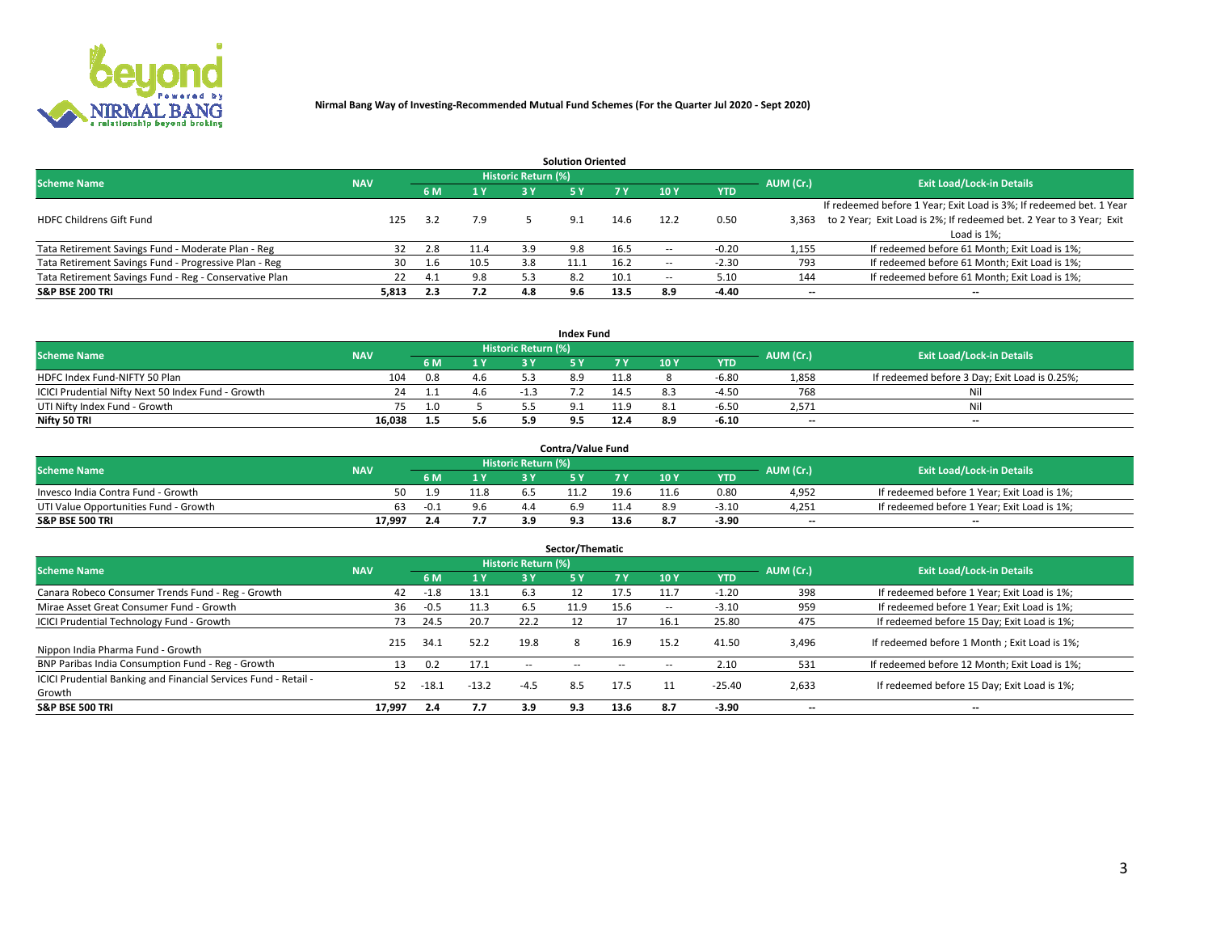**Nirmal Bang Way of Investing-Recommended Mutual Fund Schemes (For the Quarter Jul 2020 - Sept 2020)**

### Solution Oriented

| Scheme Name | NAV | Historic Return (%) | | | | | | | AUM (Cr.) | Exit Load/Lock-in Details |
|---|---|---|---|---|---|---|---|---|---|---|
| | | 6 M | 1 Y | 3 Y | 5 Y | 7 Y | 10 Y | YTD | | |
| HDFC Childrens Gift Fund | 125 | 3.2 | 7.9 | 5 | 9.1 | 14.6 | 12.2 | 0.50 | 3,363 | If redeemed before 1 Year; Exit Load is 3%; If redeemed bet. 1 Year to 2 Year; Exit Load is 2%; If redeemed bet. 2 Year to 3 Year; Exit Load is 1%; |
| Tata Retirement Savings Fund - Moderate Plan - Reg | 32 | 2.8 | 11.4 | 3.9 | 9.8 | 16.5 | -- | -0.20 | 1,155 | If redeemed before 61 Month; Exit Load is 1%; |
| Tata Retirement Savings Fund - Progressive Plan - Reg | 30 | 1.6 | 10.5 | 3.8 | 11.1 | 16.2 | -- | -2.30 | 793 | If redeemed before 61 Month; Exit Load is 1%; |
| Tata Retirement Savings Fund - Reg - Conservative Plan | 22 | 4.1 | 9.8 | 5.3 | 8.2 | 10.1 | -- | 5.10 | 144 | If redeemed before 61 Month; Exit Load is 1%; |
| **S&P BSE 200 TRI** | **5,813** | **2.3** | **7.2** | **4.8** | **9.6** | **13.5** | **8.9** | **-4.40** | **--** | **--** |

### Index Fund

| Scheme Name | NAV | Historic Return (%) | | | | | | | AUM (Cr.) | Exit Load/Lock-in Details |
|---|---|---|---|---|---|---|---|---|---|---|
| | | 6 M | 1 Y | 3 Y | 5 Y | 7 Y | 10 Y | YTD | | |
| HDFC Index Fund-NIFTY 50 Plan | 104 | 0.8 | 4.6 | 5.3 | 8.9 | 11.8 | 8 | -6.80 | 1,858 | If redeemed before 3 Day; Exit Load is 0.25%; |
| ICICI Prudential Nifty Next 50 Index Fund - Growth | 24 | 1.1 | 4.6 | -1.3 | 7.2 | 14.5 | 8.3 | -4.50 | 768 | Nil |
| UTI Nifty Index Fund - Growth | 75 | 1.0 | 5 | 5.5 | 9.1 | 11.9 | 8.1 | -6.50 | 2,571 | Nil |
| **Nifty 50 TRI** | **16,038** | **1.5** | **5.6** | **5.9** | **9.5** | **12.4** | **8.9** | **-6.10** | **--** | **--** |

### Contra/Value Fund

| Scheme Name | NAV | Historic Return (%) | | | | | | | AUM (Cr.) | Exit Load/Lock-in Details |
|---|---|---|---|---|---|---|---|---|---|---|
| | | 6 M | 1 Y | 3 Y | 5 Y | 7 Y | 10 Y | YTD | | |
| Invesco India Contra Fund - Growth | 50 | 1.9 | 11.8 | 6.5 | 11.2 | 19.6 | 11.6 | 0.80 | 4,952 | If redeemed before 1 Year; Exit Load is 1%; |
| UTI Value Opportunities Fund - Growth | 63 | -0.1 | 9.6 | 4.4 | 6.9 | 11.4 | 8.9 | -3.10 | 4,251 | If redeemed before 1 Year; Exit Load is 1%; |
| **S&P BSE 500 TRI** | **17,997** | **2.4** | **7.7** | **3.9** | **9.3** | **13.6** | **8.7** | **-3.90** | **--** | **--** |

### Sector/Thematic

| Scheme Name | NAV | Historic Return (%) | | | | | | | AUM (Cr.) | Exit Load/Lock-in Details |
|---|---|---|---|---|---|---|---|---|---|---|
| | | 6 M | 1 Y | 3 Y | 5 Y | 7 Y | 10 Y | YTD | | |
| Canara Robeco Consumer Trends Fund - Reg - Growth | 42 | -1.8 | 13.1 | 6.3 | 12 | 17.5 | 11.7 | -1.20 | 398 | If redeemed before 1 Year; Exit Load is 1%; |
| Mirae Asset Great Consumer Fund - Growth | 36 | -0.5 | 11.3 | 6.5 | 11.9 | 15.6 | -- | -3.10 | 959 | If redeemed before 1 Year; Exit Load is 1%; |
| ICICI Prudential Technology Fund - Growth | 73 | 24.5 | 20.7 | 22.2 | 12 | 17 | 16.1 | 25.80 | 475 | If redeemed before 15 Day; Exit Load is 1%; |
| Nippon India Pharma Fund - Growth | 215 | 34.1 | 52.2 | 19.8 | 8 | 16.9 | 15.2 | 41.50 | 3,496 | If redeemed before 1 Month ; Exit Load is 1%; |
| BNP Paribas India Consumption Fund - Reg - Growth | 13 | 0.2 | 17.1 | -- | -- | -- | -- | 2.10 | 531 | If redeemed before 12 Month; Exit Load is 1%; |
| ICICI Prudential Banking and Financial Services Fund - Retail - Growth | 52 | -18.1 | -13.2 | -4.5 | 8.5 | 17.5 | 11 | -25.40 | 2,633 | If redeemed before 15 Day; Exit Load is 1%; |
| **S&P BSE 500 TRI** | **17,997** | **2.4** | **7.7** | **3.9** | **9.3** | **13.6** | **8.7** | **-3.90** | **--** | **--** |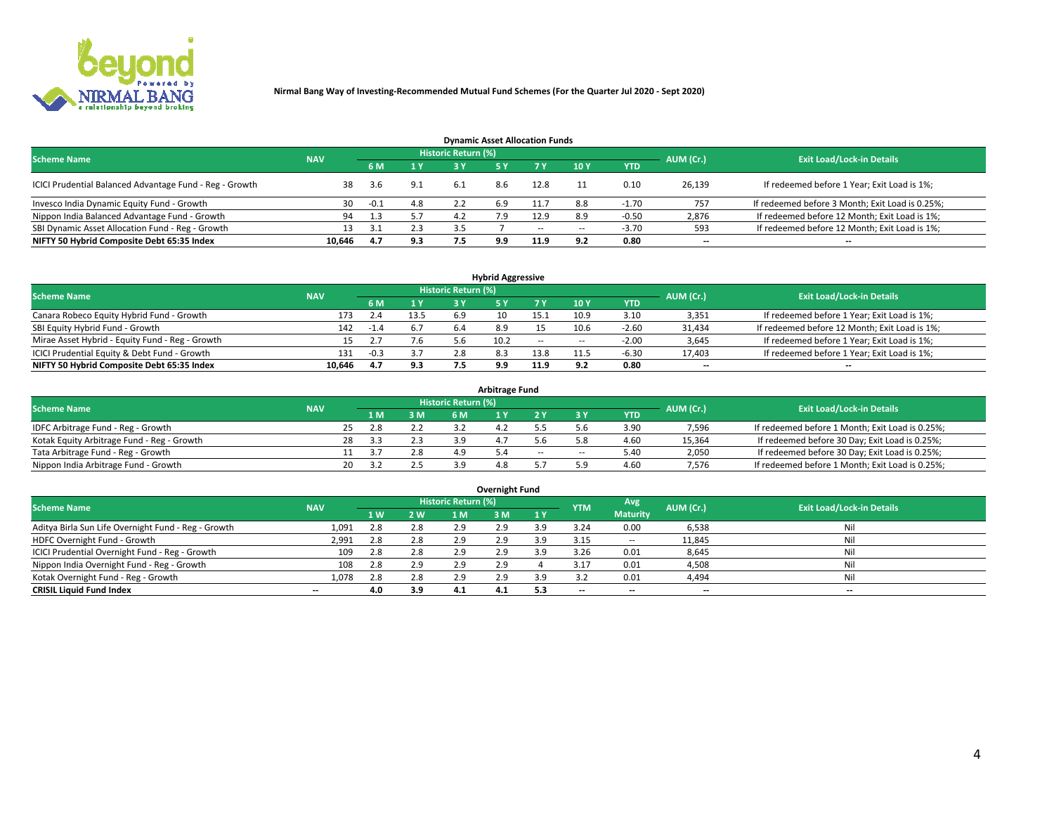**Nirmal Bang Way of Investing-Recommended Mutual Fund Schemes (For the Quarter Jul 2020 - Sept 2020)**

### Dynamic Asset Allocation Funds

| Scheme Name | NAV | Historic Return (%) | | | | | | | AUM (Cr.) | Exit Load/Lock-in Details |
|---|---|---|---|---|---|---|---|---|---|---|
| | | 6 M | 1 Y | 3 Y | 5 Y | 7 Y | 10 Y | YTD | | |
| ICICI Prudential Balanced Advantage Fund - Reg - Growth | 38 | 3.6 | 9.1 | 6.1 | 8.6 | 12.8 | 11 | 0.10 | 26,139 | If redeemed before 1 Year; Exit Load is 1%; |
| Invesco India Dynamic Equity Fund - Growth | 30 | -0.1 | 4.8 | 2.2 | 6.9 | 11.7 | 8.8 | -1.70 | 757 | If redeemed before 3 Month; Exit Load is 0.25%; |
| Nippon India Balanced Advantage Fund - Growth | 94 | 1.3 | 5.7 | 4.2 | 7.9 | 12.9 | 8.9 | -0.50 | 2,876 | If redeemed before 12 Month; Exit Load is 1%; |
| SBI Dynamic Asset Allocation Fund - Reg - Growth | 13 | 3.1 | 2.3 | 3.5 | 7 | -- | -- | -3.70 | 593 | If redeemed before 12 Month; Exit Load is 1%; |
| **NIFTY 50 Hybrid Composite Debt 65:35 Index** | **10,646** | **4.7** | **9.3** | **7.5** | **9.9** | **11.9** | **9.2** | **0.80** | **--** | **--** |

### Hybrid Aggressive

| Scheme Name | NAV | Historic Return (%) | | | | | | | AUM (Cr.) | Exit Load/Lock-in Details |
|---|---|---|---|---|---|---|---|---|---|---|
| | | 6 M | 1 Y | 3 Y | 5 Y | 7 Y | 10 Y | YTD | | |
| Canara Robeco Equity Hybrid Fund - Growth | 173 | 2.4 | 13.5 | 6.9 | 10 | 15.1 | 10.9 | 3.10 | 3,351 | If redeemed before 1 Year; Exit Load is 1%; |
| SBI Equity Hybrid Fund - Growth | 142 | -1.4 | 6.7 | 6.4 | 8.9 | 15 | 10.6 | -2.60 | 31,434 | If redeemed before 12 Month; Exit Load is 1%; |
| Mirae Asset Hybrid - Equity Fund - Reg - Growth | 15 | 2.7 | 7.6 | 5.6 | 10.2 | -- | -- | -2.00 | 3,645 | If redeemed before 1 Year; Exit Load is 1%; |
| ICICI Prudential Equity & Debt Fund - Growth | 131 | -0.3 | 3.7 | 2.8 | 8.3 | 13.8 | 11.5 | -6.30 | 17,403 | If redeemed before 1 Year; Exit Load is 1%; |
| **NIFTY 50 Hybrid Composite Debt 65:35 Index** | **10,646** | **4.7** | **9.3** | **7.5** | **9.9** | **11.9** | **9.2** | **0.80** | **--** | **--** |

### Arbitrage Fund

| Scheme Name | NAV | Historic Return (%) | | | | | | | AUM (Cr.) | Exit Load/Lock-in Details |
|---|---|---|---|---|---|---|---|---|---|---|
| | | 1 M | 3 M | 6 M | 1 Y | 2 Y | 3 Y | YTD | | |
| IDFC Arbitrage Fund - Reg - Growth | 25 | 2.8 | 2.2 | 3.2 | 4.2 | 5.5 | 5.6 | 3.90 | 7,596 | If redeemed before 1 Month; Exit Load is 0.25%; |
| Kotak Equity Arbitrage Fund - Reg - Growth | 28 | 3.3 | 2.3 | 3.9 | 4.7 | 5.6 | 5.8 | 4.60 | 15,364 | If redeemed before 30 Day; Exit Load is 0.25%; |
| Tata Arbitrage Fund - Reg - Growth | 11 | 3.7 | 2.8 | 4.9 | 5.4 | -- | -- | 5.40 | 2,050 | If redeemed before 30 Day; Exit Load is 0.25%; |
| Nippon India Arbitrage Fund - Growth | 20 | 3.2 | 2.5 | 3.9 | 4.8 | 5.7 | 5.9 | 4.60 | 7,576 | If redeemed before 1 Month; Exit Load is 0.25%; |

### Overnight Fund

| Scheme Name | NAV | Historic Return (%) | | | | | YTM | Avg Maturity | AUM (Cr.) | Exit Load/Lock-in Details |
|---|---|---|---|---|---|---|---|---|---|---|
| | | 1 W | 2 W | 1 M | 3 M | 1 Y | | | | |
| Aditya Birla Sun Life Overnight Fund - Reg - Growth | 1,091 | 2.8 | 2.8 | 2.9 | 2.9 | 3.9 | 3.24 | 0.00 | 6,538 | Nil |
| HDFC Overnight Fund - Growth | 2,991 | 2.8 | 2.8 | 2.9 | 2.9 | 3.9 | 3.15 | -- | 11,845 | Nil |
| ICICI Prudential Overnight Fund - Reg - Growth | 109 | 2.8 | 2.8 | 2.9 | 2.9 | 3.9 | 3.26 | 0.01 | 8,645 | Nil |
| Nippon India Overnight Fund - Reg - Growth | 108 | 2.8 | 2.9 | 2.9 | 2.9 | 4 | 3.17 | 0.01 | 4,508 | Nil |
| Kotak Overnight Fund - Reg - Growth | 1,078 | 2.8 | 2.8 | 2.9 | 2.9 | 3.9 | 3.2 | 0.01 | 4,494 | Nil |
| **CRISIL Liquid Fund Index** | **--** | **4.0** | **3.9** | **4.1** | **4.1** | **5.3** | **--** | **--** | **--** | **--** |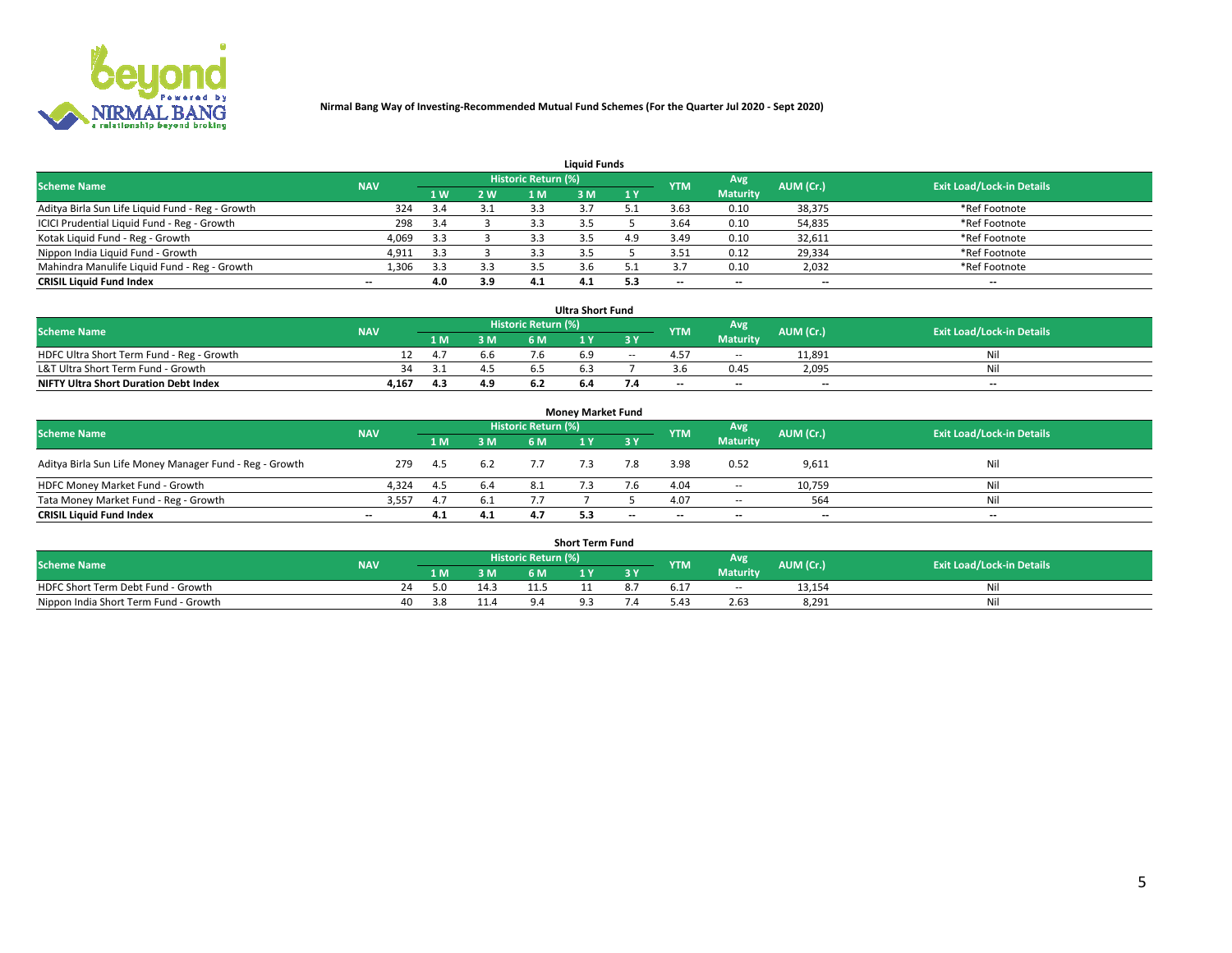**Nirmal Bang Way of Investing-Recommended Mutual Fund Schemes (For the Quarter Jul 2020 - Sept 2020)**

## Liquid Funds

| Scheme Name | NAV | Historic Return (%) | | | | | YTM | Avg Maturity | AUM (Cr.) | Exit Load/Lock-in Details |
|---|---|---|---|---|---|---|---|---|---|---|
| | | 1 W | 2 W | 1 M | 3 M | 1 Y | | | | |
| Aditya Birla Sun Life Liquid Fund - Reg - Growth | 324 | 3.4 | 3.1 | 3.3 | 3.7 | 5.1 | 3.63 | 0.10 | 38,375 | *Ref Footnote |
| ICICI Prudential Liquid Fund - Reg - Growth | 298 | 3.4 | 3 | 3.3 | 3.5 | 5 | 3.64 | 0.10 | 54,835 | *Ref Footnote |
| Kotak Liquid Fund - Reg - Growth | 4,069 | 3.3 | 3 | 3.3 | 3.5 | 4.9 | 3.49 | 0.10 | 32,611 | *Ref Footnote |
| Nippon India Liquid Fund - Growth | 4,911 | 3.3 | 3 | 3.3 | 3.5 | 5 | 3.51 | 0.12 | 29,334 | *Ref Footnote |
| Mahindra Manulife Liquid Fund - Reg - Growth | 1,306 | 3.3 | 3.3 | 3.5 | 3.6 | 5.1 | 3.7 | 0.10 | 2,032 | *Ref Footnote |
| **CRISIL Liquid Fund Index** | -- | **4.0** | **3.9** | **4.1** | **4.1** | **5.3** | -- | -- | -- | -- |

## Ultra Short Fund

| Scheme Name | NAV | Historic Return (%) | | | | | YTM | Avg Maturity | AUM (Cr.) | Exit Load/Lock-in Details |
|---|---|---|---|---|---|---|---|---|---|---|
| | | 1 M | 3 M | 6 M | 1 Y | 3 Y | | | | |
| HDFC Ultra Short Term Fund - Reg - Growth | 12 | 4.7 | 6.6 | 7.6 | 6.9 | -- | 4.57 | -- | 11,891 | Nil |
| L&T Ultra Short Term Fund - Growth | 34 | 3.1 | 4.5 | 6.5 | 6.3 | 7 | 3.6 | 0.45 | 2,095 | Nil |
| **NIFTY Ultra Short Duration Debt Index** | **4,167** | **4.3** | **4.9** | **6.2** | **6.4** | **7.4** | -- | -- | -- | -- |

## Money Market Fund

| Scheme Name | NAV | Historic Return (%) | | | | | YTM | Avg Maturity | AUM (Cr.) | Exit Load/Lock-in Details |
|---|---|---|---|---|---|---|---|---|---|---|
| | | 1 M | 3 M | 6 M | 1 Y | 3 Y | | | | |
| Aditya Birla Sun Life Money Manager Fund - Reg - Growth | 279 | 4.5 | 6.2 | 7.7 | 7.3 | 7.8 | 3.98 | 0.52 | 9,611 | Nil |
| HDFC Money Market Fund - Growth | 4,324 | 4.5 | 6.4 | 8.1 | 7.3 | 7.6 | 4.04 | -- | 10,759 | Nil |
| Tata Money Market Fund - Reg - Growth | 3,557 | 4.7 | 6.1 | 7.7 | 7 | 5 | 4.07 | -- | 564 | Nil |
| **CRISIL Liquid Fund Index** | -- | **4.1** | **4.1** | **4.7** | **5.3** | -- | -- | -- | -- | -- |

## Short Term Fund

| Scheme Name | NAV | Historic Return (%) | | | | | YTM | Avg Maturity | AUM (Cr.) | Exit Load/Lock-in Details |
|---|---|---|---|---|---|---|---|---|---|---|
| | | 1 M | 3 M | 6 M | 1 Y | 3 Y | | | | |
| HDFC Short Term Debt Fund - Growth | 24 | 5.0 | 14.3 | 11.5 | 11 | 8.7 | 6.17 | -- | 13,154 | Nil |
| Nippon India Short Term Fund - Growth | 40 | 3.8 | 11.4 | 9.4 | 9.3 | 7.4 | 5.43 | 2.63 | 8,291 | Nil |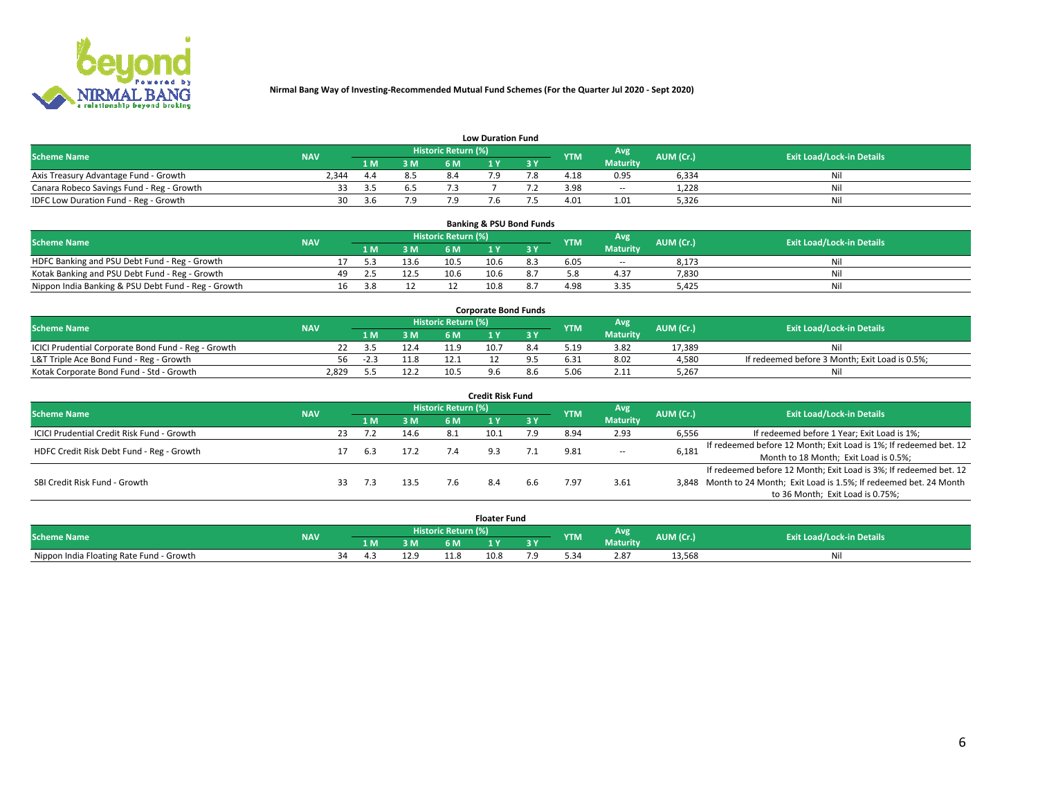**Nirmal Bang Way of Investing-Recommended Mutual Fund Schemes (For the Quarter Jul 2020 - Sept 2020)**

### Low Duration Fund

| Scheme Name | NAV | Historic Return (%) | | | | | YTM | Avg Maturity | AUM (Cr.) | Exit Load/Lock-in Details |
|---|---|---|---|---|---|---|---|---|---|---|
| | | 1 M | 3 M | 6 M | 1 Y | 3 Y | | | | |
| Axis Treasury Advantage Fund - Growth | 2,344 | 4.4 | 8.5 | 8.4 | 7.9 | 7.8 | 4.18 | 0.95 | 6,334 | Nil |
| Canara Robeco Savings Fund - Reg - Growth | 33 | 3.5 | 6.5 | 7.3 | 7 | 7.2 | 3.98 | -- | 1,228 | Nil |
| IDFC Low Duration Fund - Reg - Growth | 30 | 3.6 | 7.9 | 7.9 | 7.6 | 7.5 | 4.01 | 1.01 | 5,326 | Nil |

### Banking & PSU Bond Funds

| Scheme Name | NAV | Historic Return (%) | | | | | YTM | Avg Maturity | AUM (Cr.) | Exit Load/Lock-in Details |
|---|---|---|---|---|---|---|---|---|---|---|
| | | 1 M | 3 M | 6 M | 1 Y | 3 Y | | | | |
| HDFC Banking and PSU Debt Fund - Reg - Growth | 17 | 5.3 | 13.6 | 10.5 | 10.6 | 8.3 | 6.05 | -- | 8,173 | Nil |
| Kotak Banking and PSU Debt Fund - Reg - Growth | 49 | 2.5 | 12.5 | 10.6 | 10.6 | 8.7 | 5.8 | 4.37 | 7,830 | Nil |
| Nippon India Banking & PSU Debt Fund - Reg - Growth | 16 | 3.8 | 12 | 12 | 10.8 | 8.7 | 4.98 | 3.35 | 5,425 | Nil |

### Corporate Bond Funds

| Scheme Name | NAV | Historic Return (%) | | | | | YTM | Avg Maturity | AUM (Cr.) | Exit Load/Lock-in Details |
|---|---|---|---|---|---|---|---|---|---|---|
| | | 1 M | 3 M | 6 M | 1 Y | 3 Y | | | | |
| ICICI Prudential Corporate Bond Fund - Reg - Growth | 22 | 3.5 | 12.4 | 11.9 | 10.7 | 8.4 | 5.19 | 3.82 | 17,389 | Nil |
| L&T Triple Ace Bond Fund - Reg - Growth | 56 | -2.3 | 11.8 | 12.1 | 12 | 9.5 | 6.31 | 8.02 | 4,580 | If redeemed before 3 Month; Exit Load is 0.5%; |
| Kotak Corporate Bond Fund - Std - Growth | 2,829 | 5.5 | 12.2 | 10.5 | 9.6 | 8.6 | 5.06 | 2.11 | 5,267 | Nil |

### Credit Risk Fund

| Scheme Name | NAV | Historic Return (%) | | | | | YTM | Avg Maturity | AUM (Cr.) | Exit Load/Lock-in Details |
|---|---|---|---|---|---|---|---|---|---|---|
| | | 1 M | 3 M | 6 M | 1 Y | 3 Y | | | | |
| ICICI Prudential Credit Risk Fund - Growth | 23 | 7.2 | 14.6 | 8.1 | 10.1 | 7.9 | 8.94 | 2.93 | 6,556 | If redeemed before 1 Year; Exit Load is 1%; |
| HDFC Credit Risk Debt Fund - Reg - Growth | 17 | 6.3 | 17.2 | 7.4 | 9.3 | 7.1 | 9.81 | -- | 6,181 | If redeemed before 12 Month; Exit Load is 1%; If redeemed bet. 12 Month to 18 Month; Exit Load is 0.5%; |
| SBI Credit Risk Fund - Growth | 33 | 7.3 | 13.5 | 7.6 | 8.4 | 6.6 | 7.97 | 3.61 | 3,848 | If redeemed before 12 Month; Exit Load is 3%; If redeemed bet. 12 Month to 24 Month; Exit Load is 1.5%; If redeemed bet. 24 Month to 36 Month; Exit Load is 0.75%; |

### Floater Fund

| Scheme Name | NAV | Historic Return (%) | | | | | YTM | Avg Maturity | AUM (Cr.) | Exit Load/Lock-in Details |
|---|---|---|---|---|---|---|---|---|---|---|
| | | 1 M | 3 M | 6 M | 1 Y | 3 Y | | | | |
| Nippon India Floating Rate Fund - Growth | 34 | 4.3 | 12.9 | 11.8 | 10.8 | 7.9 | 5.34 | 2.87 | 13,568 | Nil |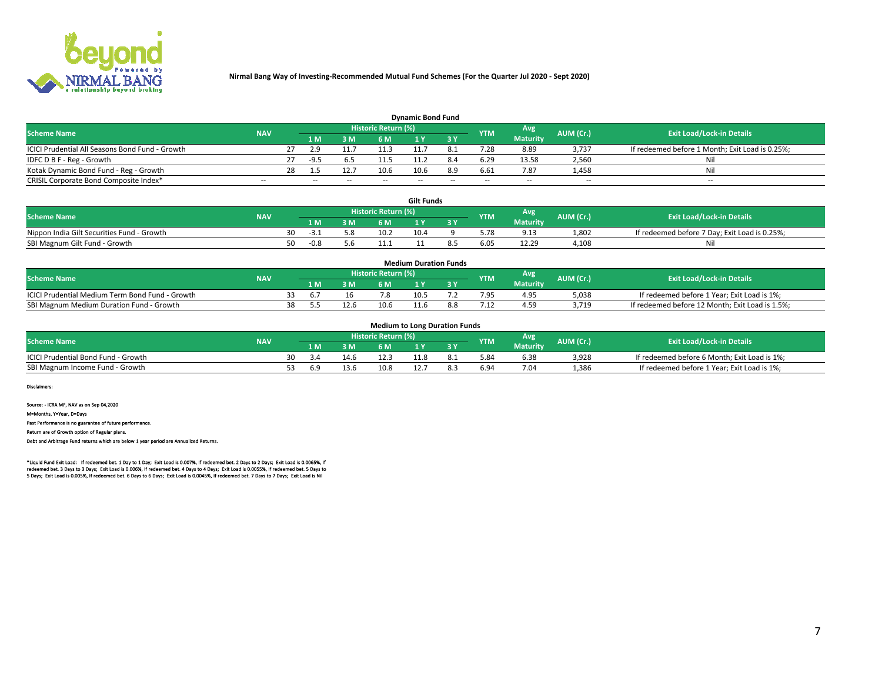**Nirmal Bang Way of Investing-Recommended Mutual Fund Schemes (For the Quarter Jul 2020 - Sept 2020)**

### Dynamic Bond Fund

| Scheme Name | NAV | Historic Return (%) | | | | | YTM | Avg Maturity | AUM (Cr.) | Exit Load/Lock-in Details |
|---|---|---|---|---|---|---|---|---|---|---|
| | | 1 M | 3 M | 6 M | 1 Y | 3 Y | | | | |
| ICICI Prudential All Seasons Bond Fund - Growth | 27 | 2.9 | 11.7 | 11.3 | 11.7 | 8.1 | 7.28 | 8.89 | 3,737 | If redeemed before 1 Month; Exit Load is 0.25%; |
| IDFC D B F - Reg - Growth | 27 | -9.5 | 6.5 | 11.5 | 11.2 | 8.4 | 6.29 | 13.58 | 2,560 | Nil |
| Kotak Dynamic Bond Fund - Reg - Growth | 28 | 1.5 | 12.7 | 10.6 | 10.6 | 8.9 | 6.61 | 7.87 | 1,458 | Nil |
| CRISIL Corporate Bond Composite Index* | -- | -- | -- | -- | -- | -- | -- | -- | -- | -- |

### Gilt Funds

| Scheme Name | NAV | Historic Return (%) | | | | | YTM | Avg Maturity | AUM (Cr.) | Exit Load/Lock-in Details |
|---|---|---|---|---|---|---|---|---|---|---|
| | | 1 M | 3 M | 6 M | 1 Y | 3 Y | | | | |
| Nippon India Gilt Securities Fund - Growth | 30 | -3.1 | 5.8 | 10.2 | 10.4 | 9 | 5.78 | 9.13 | 1,802 | If redeemed before 7 Day; Exit Load is 0.25%; |
| SBI Magnum Gilt Fund - Growth | 50 | -0.8 | 5.6 | 11.1 | 11 | 8.5 | 6.05 | 12.29 | 4,108 | Nil |

### Medium Duration Funds

| Scheme Name | NAV | Historic Return (%) | | | | | YTM | Avg Maturity | AUM (Cr.) | Exit Load/Lock-in Details |
|---|---|---|---|---|---|---|---|---|---|---|
| | | 1 M | 3 M | 6 M | 1 Y | 3 Y | | | | |
| ICICI Prudential Medium Term Bond Fund - Growth | 33 | 6.7 | 16 | 7.8 | 10.5 | 7.2 | 7.95 | 4.95 | 5,038 | If redeemed before 1 Year; Exit Load is 1%; |
| SBI Magnum Medium Duration Fund - Growth | 38 | 5.5 | 12.6 | 10.6 | 11.6 | 8.8 | 7.12 | 4.59 | 3,719 | If redeemed before 12 Month; Exit Load is 1.5%; |

### Medium to Long Duration Funds

| Scheme Name | NAV | Historic Return (%) | | | | | YTM | Avg Maturity | AUM (Cr.) | Exit Load/Lock-in Details |
|---|---|---|---|---|---|---|---|---|---|---|
| | | 1 M | 3 M | 6 M | 1 Y | 3 Y | | | | |
| ICICI Prudential Bond Fund - Growth | 30 | 3.4 | 14.6 | 12.3 | 11.8 | 8.1 | 5.84 | 6.38 | 3,928 | If redeemed before 6 Month; Exit Load is 1%; |
| SBI Magnum Income Fund - Growth | 53 | 6.9 | 13.6 | 10.8 | 12.7 | 8.3 | 6.94 | 7.04 | 1,386 | If redeemed before 1 Year; Exit Load is 1%; |

Disclaimers:

Source: - ICRA MF, NAV as on Sep 04,2020

M=Months, Y=Year, D=Days

Past Performance is no guarantee of future performance.

Return are of Growth option of Regular plans.

Debt and Arbitrage Fund returns which are below 1 year period are Annualized Returns.

*Liquid Fund Exit Load: If redeemed bet. 1 Day to 1 Day; Exit Load is 0.007%, If redeemed bet. 2 Days to 2 Days; Exit Load is 0.0065%, If redeemed bet. 3 Days to 3 Days; Exit Load is 0.006%, If redeemed bet. 4 Days to 4 Days; Exit Load is 0.0055%, If redeemed bet. 5 Days to 5 Days; Exit Load is 0.005%, If redeemed bet. 6 Days to 6 Days; Exit Load is 0.0045%, If redeemed bet. 7 Days to 7 Days; Exit Load is Nil